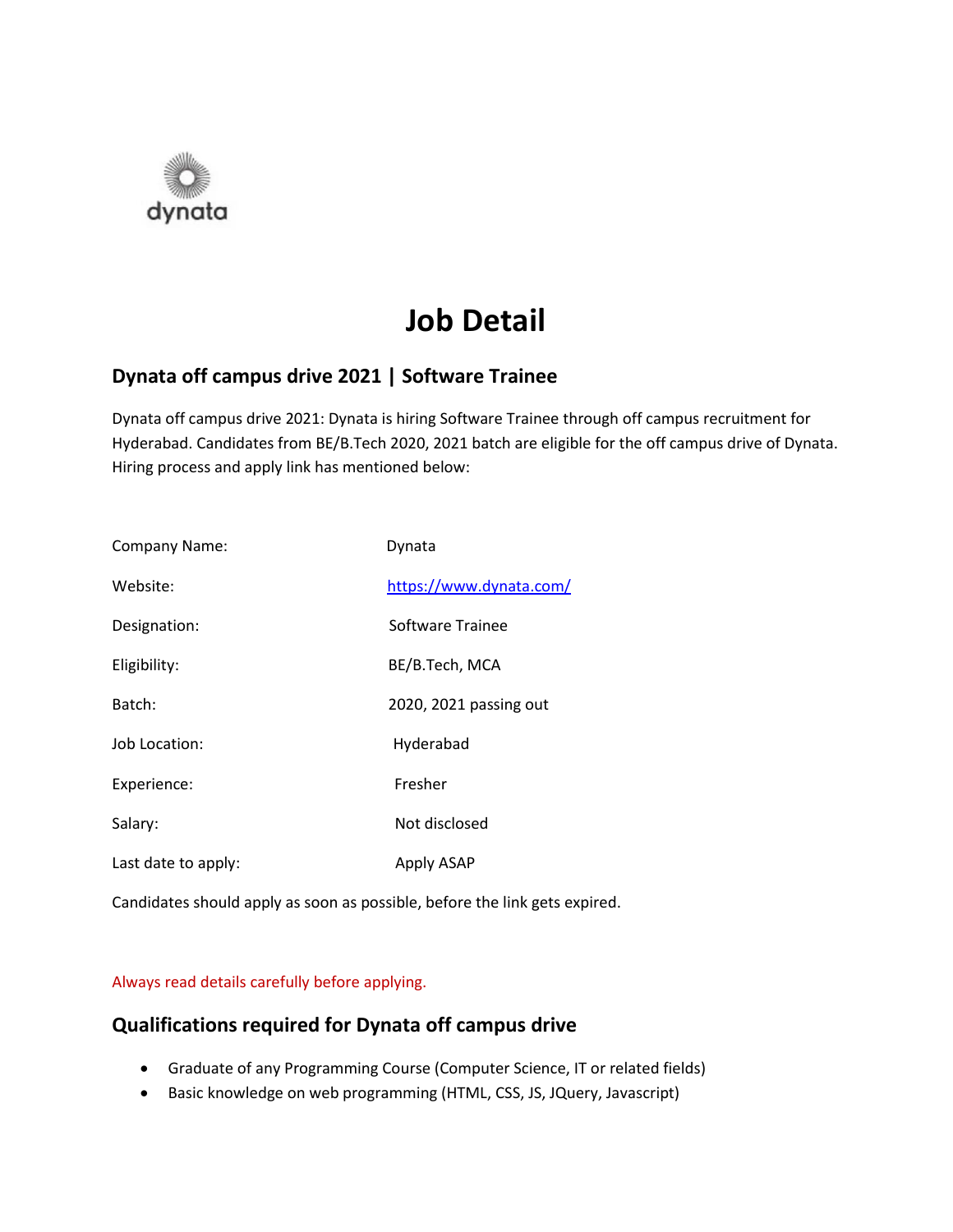# Job Detail

## Dynata off campus drive 2021 | Software Trainee

Dynata off campus drive 2021: Dynata is hiring Software Trainee through off campus recruitment for Hyderabad. Candidates from BE/B.Tech 2020, 2021 batch are eligible for the off campus drive of Dynata. Hiring process and apply link has mentioned below:

| | |
|---|---|
| Company Name: | Dynata |
| Website: | https://www.dynata.com/ |
| Designation: | Software Trainee |
| Eligibility: | BE/B.Tech, MCA |
| Batch: | 2020, 2021 passing out |
| Job Location: | Hyderabad |
| Experience: | Fresher |
| Salary: | Not disclosed |
| Last date to apply: | Apply ASAP |

Candidates should apply as soon as possible, before the link gets expired.

Always read details carefully before applying.

## Qualifications required for Dynata off campus drive

- Graduate of any Programming Course (Computer Science, IT or related fields)
- Basic knowledge on web programming (HTML, CSS, JS, JQuery, Javascript)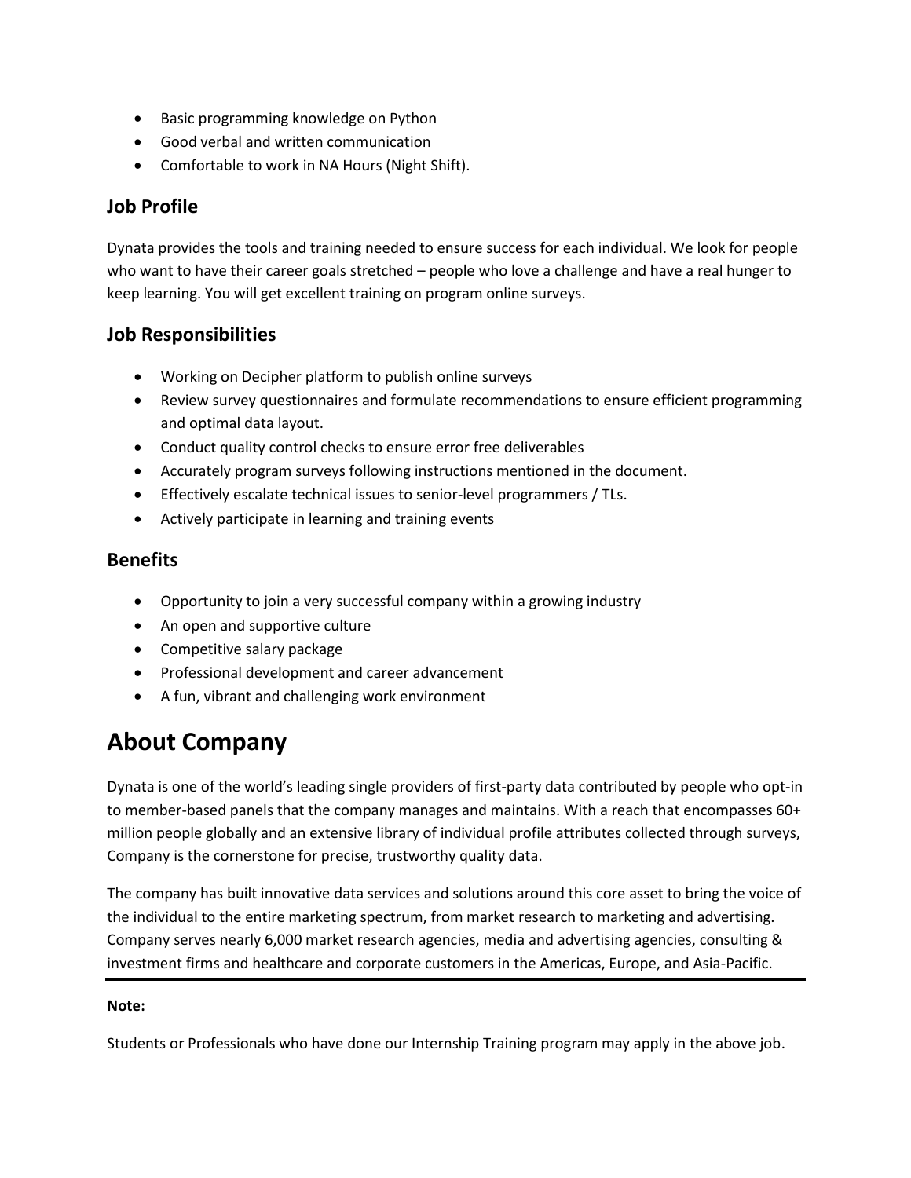- Basic programming knowledge on Python
- Good verbal and written communication
- Comfortable to work in NA Hours (Night Shift).

## Job Profile

Dynata provides the tools and training needed to ensure success for each individual. We look for people who want to have their career goals stretched – people who love a challenge and have a real hunger to keep learning. You will get excellent training on program online surveys.

## Job Responsibilities

- Working on Decipher platform to publish online surveys
- Review survey questionnaires and formulate recommendations to ensure efficient programming and optimal data layout.
- Conduct quality control checks to ensure error free deliverables
- Accurately program surveys following instructions mentioned in the document.
- Effectively escalate technical issues to senior-level programmers / TLs.
- Actively participate in learning and training events

## Benefits

- Opportunity to join a very successful company within a growing industry
- An open and supportive culture
- Competitive salary package
- Professional development and career advancement
- A fun, vibrant and challenging work environment

# About Company

Dynata is one of the world's leading single providers of first-party data contributed by people who opt-in to member-based panels that the company manages and maintains. With a reach that encompasses 60+ million people globally and an extensive library of individual profile attributes collected through surveys, Company is the cornerstone for precise, trustworthy quality data.

The company has built innovative data services and solutions around this core asset to bring the voice of the individual to the entire marketing spectrum, from market research to marketing and advertising. Company serves nearly 6,000 market research agencies, media and advertising agencies, consulting & investment firms and healthcare and corporate customers in the Americas, Europe, and Asia-Pacific.

---

**Note:**

Students or Professionals who have done our Internship Training program may apply in the above job.